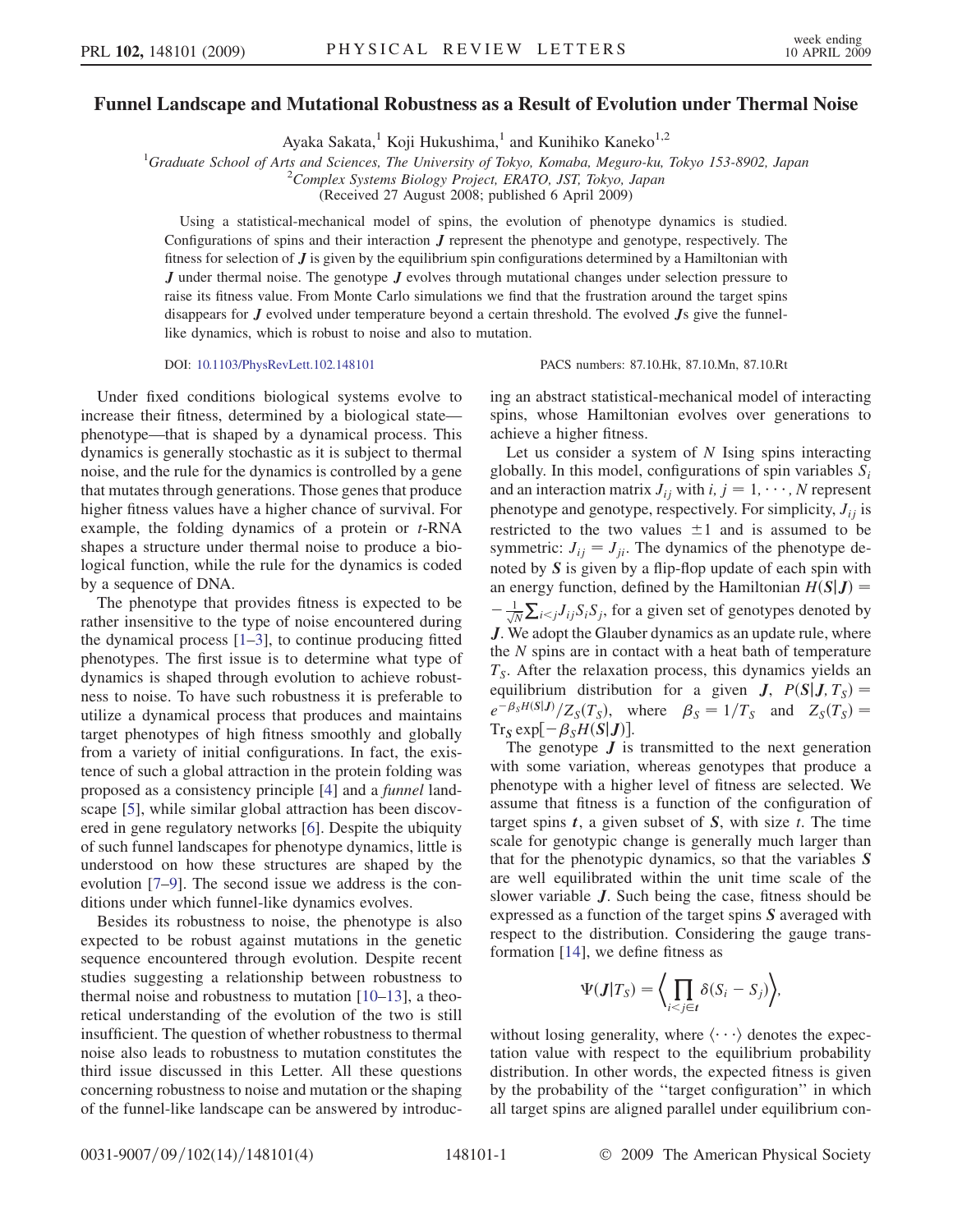# Funnel Landscape and Mutational Robustness as a Result of Evolution under Thermal Noise

Ayaka Sakata,[1] Koji Hukushima,[1] and Kunihiko Kaneko[1,2]

[1]Graduate School of Arts and Sciences, The University of Tokyo, Komaba, Meguro-ku, Tokyo 153-8902, Japan
[2]Complex Systems Biology Project, ERATO, JST, Tokyo, Japan

(Received 27 August 2008; published 6 April 2009)

Using a statistical-mechanical model of spins, the evolution of phenotype dynamics is studied. Configurations of spins and their interaction $\boldsymbol{J}$ represent the phenotype and genotype, respectively. The fitness for selection of $\boldsymbol{J}$ is given by the equilibrium spin configurations determined by a Hamiltonian with $\boldsymbol{J}$ under thermal noise. The genotype $\boldsymbol{J}$ evolves through mutational changes under selection pressure to raise its fitness value. From Monte Carlo simulations we find that the frustration around the target spins disappears for $\boldsymbol{J}$ evolved under temperature beyond a certain threshold. The evolved $\boldsymbol{J}$s give the funnel-like dynamics, which is robust to noise and also to mutation.

DOI: 10.1103/PhysRevLett.102.148101    PACS numbers: 87.10.Hk, 87.10.Mn, 87.10.Rt

Under fixed conditions biological systems evolve to increase their fitness, determined by a biological state—phenotype—that is shaped by a dynamical process. This dynamics is generally stochastic as it is subject to thermal noise, and the rule for the dynamics is controlled by a gene that mutates through generations. Those genes that produce higher fitness values have a higher chance of survival. For example, the folding dynamics of a protein or *t*-RNA shapes a structure under thermal noise to produce a biological function, while the rule for the dynamics is coded by a sequence of DNA.

The phenotype that provides fitness is expected to be rather insensitive to the type of noise encountered during the dynamical process [1–3], to continue producing fitted phenotypes. The first issue is to determine what type of dynamics is shaped through evolution to achieve robustness to noise. To have such robustness it is preferable to utilize a dynamical process that produces and maintains target phenotypes of high fitness smoothly and globally from a variety of initial configurations. In fact, the existence of such a global attraction in the protein folding was proposed as a consistency principle [4] and a *funnel* landscape [5], while similar global attraction has been discovered in gene regulatory networks [6]. Despite the ubiquity of such funnel landscapes for phenotype dynamics, little is understood on how these structures are shaped by the evolution [7–9]. The second issue we address is the conditions under which funnel-like dynamics evolves.

Besides its robustness to noise, the phenotype is also expected to be robust against mutations in the genetic sequence encountered through evolution. Despite recent studies suggesting a relationship between robustness to thermal noise and robustness to mutation [10–13], a theoretical understanding of the evolution of the two is still insufficient. The question of whether robustness to thermal noise also leads to robustness to mutation constitutes the third issue discussed in this Letter. All these questions concerning robustness to noise and mutation or the shaping of the funnel-like landscape can be answered by introducing an abstract statistical-mechanical model of interacting spins, whose Hamiltonian evolves over generations to achieve a higher fitness.

Let us consider a system of $N$ Ising spins interacting globally. In this model, configurations of spin variables $S_i$ and an interaction matrix $J_{ij}$ with $i, j = 1, \cdots, N$ represent phenotype and genotype, respectively. For simplicity, $J_{ij}$ is restricted to the two values $\pm 1$ and is assumed to be symmetric: $J_{ij} = J_{ji}$. The dynamics of the phenotype denoted by $\boldsymbol{S}$ is given by a flip-flop update of each spin with an energy function, defined by the Hamiltonian $H(\boldsymbol{S}|\boldsymbol{J}) = -\frac{1}{\sqrt{N}}\sum_{i<j} J_{ij} S_i S_j$, for a given set of genotypes denoted by $\boldsymbol{J}$. We adopt the Glauber dynamics as an update rule, where the $N$ spins are in contact with a heat bath of temperature $T_S$. After the relaxation process, this dynamics yields an equilibrium distribution for a given $\boldsymbol{J}$, $P(\boldsymbol{S}|\boldsymbol{J}, T_S) = e^{-\beta_S H(\boldsymbol{S}|\boldsymbol{J})}/Z_S(T_S)$, where $\beta_S = 1/T_S$ and $Z_S(T_S) = \mathrm{Tr}_{\boldsymbol{S}} \exp[-\beta_S H(\boldsymbol{S}|\boldsymbol{J})]$.

The genotype $\boldsymbol{J}$ is transmitted to the next generation with some variation, whereas genotypes that produce a phenotype with a higher level of fitness are selected. We assume that fitness is a function of the configuration of target spins $\boldsymbol{t}$, a given subset of $\boldsymbol{S}$, with size $t$. The time scale for genotypic change is generally much larger than that for the phenotypic dynamics, so that the variables $\boldsymbol{S}$ are well equilibrated within the unit time scale of the slower variable $\boldsymbol{J}$. Such being the case, fitness should be expressed as a function of the target spins $\boldsymbol{S}$ averaged with respect to the distribution. Considering the gauge transformation [14], we define fitness as

$$\Psi(\boldsymbol{J}|T_S) = \left\langle \prod_{i<j\in \boldsymbol{t}} \delta(S_i - S_j) \right\rangle,$$

without losing generality, where $\langle \cdots \rangle$ denotes the expectation value with respect to the equilibrium probability distribution. In other words, the expected fitness is given by the probability of the "target configuration" in which all target spins are aligned parallel under equilibrium con-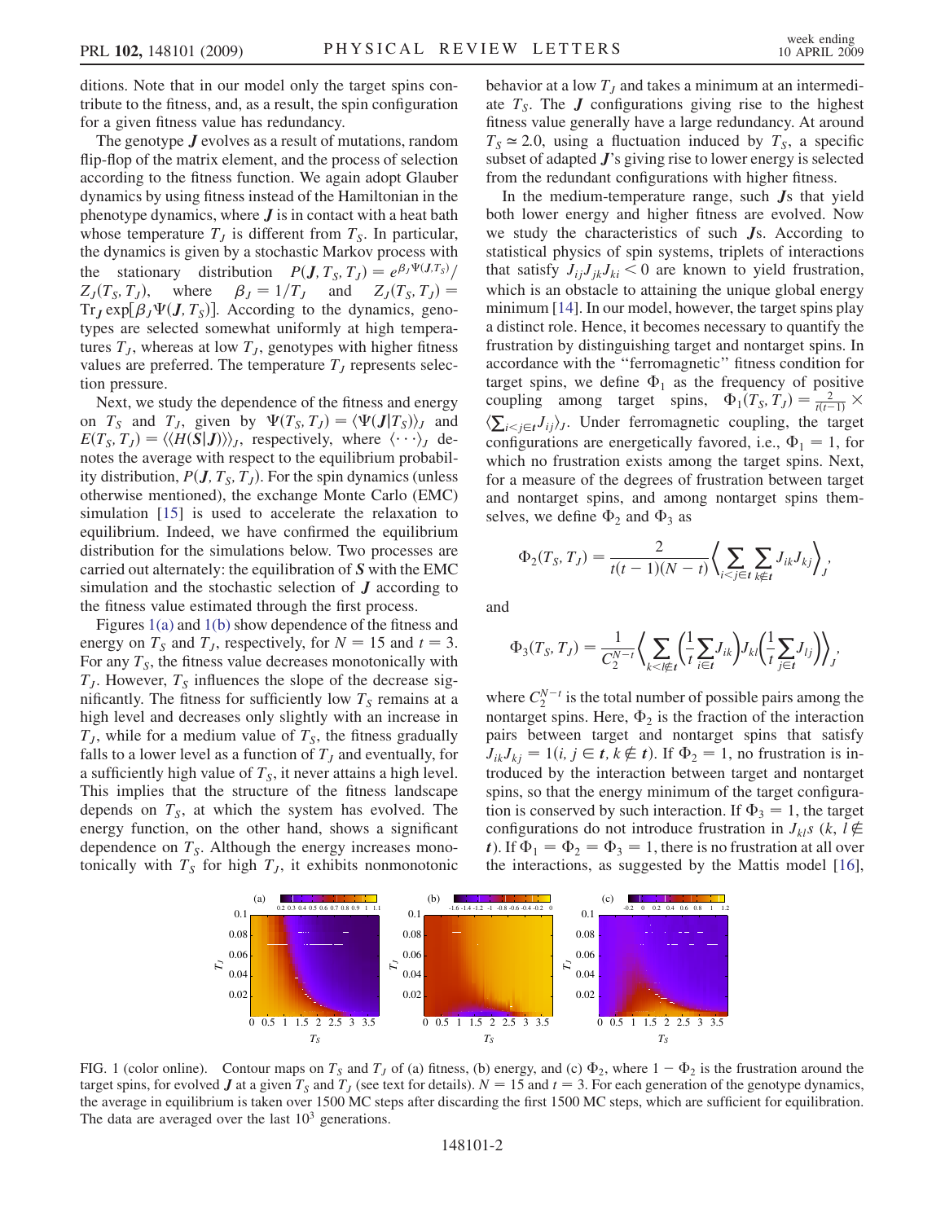ditions. Note that in our model only the target spins contribute to the fitness, and, as a result, the spin configuration for a given fitness value has redundancy.

The genotype $\boldsymbol{J}$ evolves as a result of mutations, random flip-flop of the matrix element, and the process of selection according to the fitness function. We again adopt Glauber dynamics by using fitness instead of the Hamiltonian in the phenotype dynamics, where $\boldsymbol{J}$ is in contact with a heat bath whose temperature $T_J$ is different from $T_S$. In particular, the dynamics is given by a stochastic Markov process with the stationary distribution $P(\boldsymbol{J}, T_S, T_J) = e^{\beta_J \Psi(\boldsymbol{J}, T_S)}/Z_J(T_S, T_J)$, where $\beta_J = 1/T_J$ and $Z_J(T_S, T_J) = \mathrm{Tr}_{\boldsymbol{J}} \exp[\beta_J \Psi(\boldsymbol{J}, T_S)]$. According to the dynamics, genotypes are selected somewhat uniformly at high temperatures $T_J$, whereas at low $T_J$, genotypes with higher fitness values are preferred. The temperature $T_J$ represents selection pressure.

Next, we study the dependence of the fitness and energy on $T_S$ and $T_J$, given by $\Psi(T_S, T_J) = \langle \Psi(\boldsymbol{J}|T_S)\rangle_J$ and $E(T_S, T_J) = \langle\langle H(\boldsymbol{S}|\boldsymbol{J})\rangle\rangle_J$, respectively, where $\langle \cdots \rangle_J$ denotes the average with respect to the equilibrium probability distribution, $P(\boldsymbol{J}, T_S, T_J)$. For the spin dynamics (unless otherwise mentioned), the exchange Monte Carlo (EMC) simulation [15] is used to accelerate the relaxation to equilibrium. Indeed, we have confirmed the equilibrium distribution for the simulations below. Two processes are carried out alternately: the equilibration of $\boldsymbol{S}$ with the EMC simulation and the stochastic selection of $\boldsymbol{J}$ according to the fitness value estimated through the first process.

Figures 1(a) and 1(b) show dependence of the fitness and energy on $T_S$ and $T_J$, respectively, for $N = 15$ and $t = 3$. For any $T_S$, the fitness value decreases monotonically with $T_J$. However, $T_S$ influences the slope of the decrease significantly. The fitness for sufficiently low $T_S$ remains at a high level and decreases only slightly with an increase in $T_J$, while for a medium value of $T_S$, the fitness gradually falls to a lower level as a function of $T_J$ and eventually, for a sufficiently high value of $T_S$, it never attains a high level. This implies that the structure of the fitness landscape depends on $T_S$, at which the system has evolved. The energy function, on the other hand, shows a significant dependence on $T_S$. Although the energy increases monotonically with $T_S$ for high $T_J$, it exhibits nonmonotonic behavior at a low $T_J$ and takes a minimum at an intermediate $T_S$. The $\boldsymbol{J}$ configurations giving rise to the highest fitness value generally have a large redundancy. At around $T_S \simeq 2.0$, using a fluctuation induced by $T_S$, a specific subset of adapted $\boldsymbol{J}$'s giving rise to lower energy is selected from the redundant configurations with higher fitness.

In the medium-temperature range, such $\boldsymbol{J}$s that yield both lower energy and higher fitness are evolved. Now we study the characteristics of such $\boldsymbol{J}$s. According to statistical physics of spin systems, triplets of interactions that satisfy $J_{ij}J_{jk}J_{ki} < 0$ are known to yield frustration, which is an obstacle to attaining the unique global energy minimum [14]. In our model, however, the target spins play a distinct role. Hence, it becomes necessary to quantify the frustration by distinguishing target and nontarget spins. In accordance with the "ferromagnetic" fitness condition for target spins, we define $\Phi_1$ as the frequency of positive coupling among target spins, $\Phi_1(T_S, T_J) = \frac{2}{t(t-1)} \times \langle \sum_{i<j\in \boldsymbol{t}} J_{ij}\rangle_J$. Under ferromagnetic coupling, the target configurations are energetically favored, i.e., $\Phi_1 = 1$, for which no frustration exists among the target spins. Next, for a measure of the degrees of frustration between target and nontarget spins, and among nontarget spins themselves, we define $\Phi_2$ and $\Phi_3$ as

$$\Phi_2(T_S, T_J) = \frac{2}{t(t-1)(N-t)} \left\langle \sum_{i<j\in \boldsymbol{t}} \sum_{k\notin \boldsymbol{t}} J_{ik}J_{kj} \right\rangle_J,$$

and

$$\Phi_3(T_S, T_J) = \frac{1}{C_2^{N-t}} \left\langle \sum_{k<l\notin \boldsymbol{t}} \left(\frac{1}{t}\sum_{i\in \boldsymbol{t}} J_{ik}\right) J_{kl} \left(\frac{1}{t}\sum_{j\in \boldsymbol{t}} J_{lj}\right) \right\rangle_J,$$

where $C_2^{N-t}$ is the total number of possible pairs among the nontarget spins. Here, $\Phi_2$ is the fraction of the interaction pairs between target and nontarget spins that satisfy $J_{ik}J_{kj} = 1 (i, j \in \boldsymbol{t}, k \notin \boldsymbol{t})$. If $\Phi_2 = 1$, no frustration is introduced by the interaction between target and nontarget spins, so that the energy minimum of the target configuration is conserved by such interaction. If $\Phi_3 = 1$, the target configurations do not introduce frustration in $J_{kl}$s $(k, l \notin \boldsymbol{t})$. If $\Phi_1 = \Phi_2 = \Phi_3 = 1$, there is no frustration at all over the interactions, as suggested by the Mattis model [16],

FIG. 1 (color online). Contour maps on $T_S$ and $T_J$ of (a) fitness, (b) energy, and (c) $\Phi_2$, where $1 - \Phi_2$ is the frustration around the target spins, for evolved $\boldsymbol{J}$ at a given $T_S$ and $T_J$ (see text for details). $N = 15$ and $t = 3$. For each generation of the genotype dynamics, the average in equilibrium is taken over 1500 MC steps after discarding the first 1500 MC steps, which are sufficient for equilibration. The data are averaged over the last $10^3$ generations.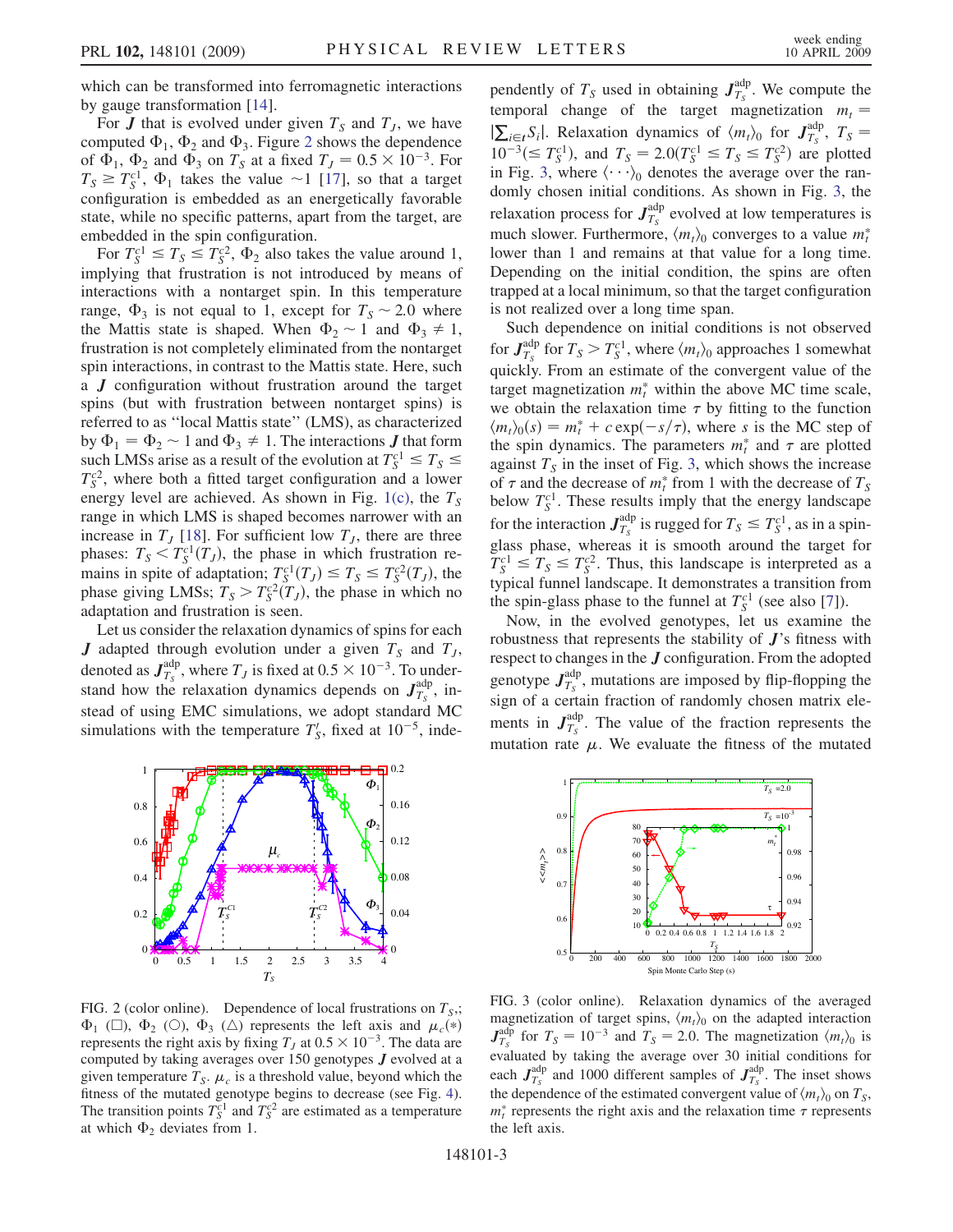which can be transformed into ferromagnetic interactions by gauge transformation [14].

For $\boldsymbol{J}$ that is evolved under given $T_S$ and $T_J$, we have computed $\Phi_1$, $\Phi_2$ and $\Phi_3$. Figure 2 shows the dependence of $\Phi_1$, $\Phi_2$ and $\Phi_3$ on $T_S$ at a fixed $T_J = 0.5 \times 10^{-3}$. For $T_S \geq T_S^{c1}$, $\Phi_1$ takes the value $\sim 1$ [17], so that a target configuration is embedded as an energetically favorable state, while no specific patterns, apart from the target, are embedded in the spin configuration.

For $T_S^{c1} \leq T_S \leq T_S^{c2}$, $\Phi_2$ also takes the value around 1, implying that frustration is not introduced by means of interactions with a nontarget spin. In this temperature range, $\Phi_3$ is not equal to 1, except for $T_S \sim 2.0$ where the Mattis state is shaped. When $\Phi_2 \sim 1$ and $\Phi_3 \neq 1$, frustration is not completely eliminated from the nontarget spin interactions, in contrast to the Mattis state. Here, such a $\boldsymbol{J}$ configuration without frustration around the target spins (but with frustration between nontarget spins) is referred to as "local Mattis state" (LMS), as characterized by $\Phi_1 = \Phi_2 \sim 1$ and $\Phi_3 \neq 1$. The interactions $\boldsymbol{J}$ that form such LMSs arise as a result of the evolution at $T_S^{c1} \leq T_S \leq T_S^{c2}$, where both a fitted target configuration and a lower energy level are achieved. As shown in Fig. 1(c), the $T_S$ range in which LMS is shaped becomes narrower with an increase in $T_J$ [18]. For sufficient low $T_J$, there are three phases: $T_S < T_S^{c1}(T_J)$, the phase in which frustration remains in spite of adaptation; $T_S^{c1}(T_J) \leq T_S \leq T_S^{c2}(T_J)$, the phase giving LMSs; $T_S > T_S^{c2}(T_J)$, the phase in which no adaptation and frustration is seen.

Let us consider the relaxation dynamics of spins for each $\boldsymbol{J}$ adapted through evolution under a given $T_S$ and $T_J$, denoted as $\boldsymbol{J}_{T_S}^{\mathrm{adp}}$, where $T_J$ is fixed at $0.5 \times 10^{-3}$. To understand how the relaxation dynamics depends on $\boldsymbol{J}_{T_S}^{\mathrm{adp}}$, instead of using EMC simulations, we adopt standard MC simulations with the temperature $T_S'$, fixed at $10^{-5}$, independently of $T_S$ used in obtaining $\boldsymbol{J}_{T_S}^{\mathrm{adp}}$. We compute the temporal change of the target magnetization $m_t = |\sum_{i \in t} S_i|$. Relaxation dynamics of $\langle m_t \rangle_0$ for $\boldsymbol{J}_{T_S}^{\mathrm{adp}}$, $T_S = 10^{-3} (\leq T_S^{c1})$, and $T_S = 2.0 (T_S^{c1} \leq T_S \leq T_S^{c2})$ are plotted in Fig. 3, where $\langle \cdots \rangle_0$ denotes the average over the randomly chosen initial conditions. As shown in Fig. 3, the relaxation process for $\boldsymbol{J}_{T_S}^{\mathrm{adp}}$ evolved at low temperatures is much slower. Furthermore, $\langle m_t \rangle_0$ converges to a value $m_t^*$ lower than 1 and remains at that value for a long time. Depending on the initial condition, the spins are often trapped at a local minimum, so that the target configuration is not realized over a long time span.

Such dependence on initial conditions is not observed for $\boldsymbol{J}_{T_S}^{\mathrm{adp}}$ for $T_S > T_S^{c1}$, where $\langle m_t \rangle_0$ approaches 1 somewhat quickly. From an estimate of the convergent value of the target magnetization $m_t^*$ within the above MC time scale, we obtain the relaxation time $\tau$ by fitting to the function $\langle m_t \rangle_0(s) = m_t^* + c \exp(-s/\tau)$, where $s$ is the MC step of the spin dynamics. The parameters $m_t^*$ and $\tau$ are plotted against $T_S$ in the inset of Fig. 3, which shows the increase of $\tau$ and the decrease of $m_t^*$ from 1 with the decrease of $T_S$ below $T_S^{c1}$. These results imply that the energy landscape for the interaction $\boldsymbol{J}_{T_S}^{\mathrm{adp}}$ is rugged for $T_S \leq T_S^{c1}$, as in a spin-glass phase, whereas it is smooth around the target for $T_S^{c1} \leq T_S \leq T_S^{c2}$. Thus, this landscape is interpreted as a typical funnel landscape. It demonstrates a transition from the spin-glass phase to the funnel at $T_S^{c1}$ (see also [7]).

Now, in the evolved genotypes, let us examine the robustness that represents the stability of $\boldsymbol{J}$'s fitness with respect to changes in the $\boldsymbol{J}$ configuration. From the adopted genotype $\boldsymbol{J}_{T_S}^{\mathrm{adp}}$, mutations are imposed by flip-flopping the sign of a certain fraction of randomly chosen matrix elements in $\boldsymbol{J}_{T_S}^{\mathrm{adp}}$. The value of the fraction represents the mutation rate $\mu$. We evaluate the fitness of the mutated

FIG. 2 (color online). Dependence of local frustrations on $T_S$,; $\Phi_1$ (□), $\Phi_2$ (○), $\Phi_3$ (△) represents the left axis and $\mu_c$(*) represents the right axis by fixing $T_J$ at $0.5 \times 10^{-3}$. The data are computed by taking averages over 150 genotypes $\boldsymbol{J}$ evolved at a given temperature $T_S$. $\mu_c$ is a threshold value, beyond which the fitness of the mutated genotype begins to decrease (see Fig. 4). The transition points $T_S^{c1}$ and $T_S^{c2}$ are estimated as a temperature at which $\Phi_2$ deviates from 1.

FIG. 3 (color online). Relaxation dynamics of the averaged magnetization of target spins, $\langle m_t \rangle_0$ on the adapted interaction $\boldsymbol{J}_{T_S}^{\mathrm{adp}}$ for $T_S = 10^{-3}$ and $T_S = 2.0$. The magnetization $\langle m_t \rangle_0$ is evaluated by taking the average over 30 initial conditions for each $\boldsymbol{J}_{T_S}^{\mathrm{adp}}$ and 1000 different samples of $\boldsymbol{J}_{T_S}^{\mathrm{adp}}$. The inset shows the dependence of the estimated convergent value of $\langle m_t \rangle_0$ on $T_S$, $m_t^*$ represents the right axis and the relaxation time $\tau$ represents the left axis.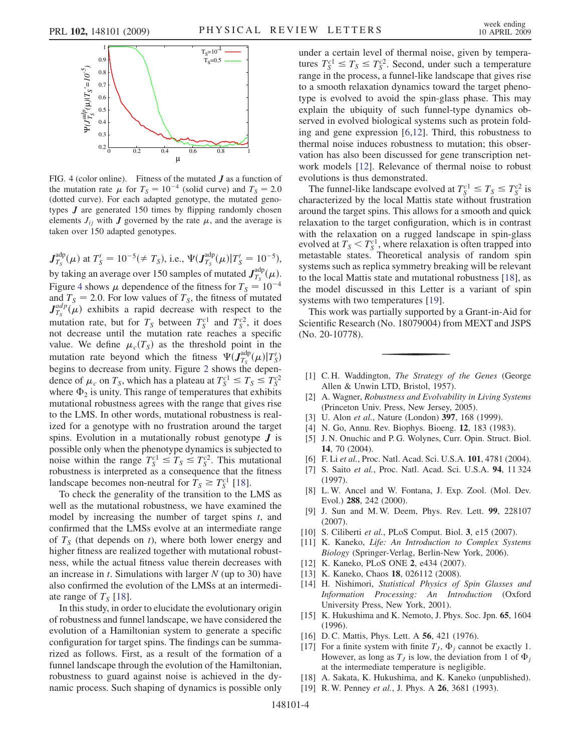$T_S$=$10^{-4}$

$T_S$=0.5

$\Psi(J^{adp}_{T_S}(\mu)|T_S'=10^{-5})$

1

0.9

0.8

0.7

0.6

0.5

0.4

0.3

0.2

0

0.2

0.4

0.6

0.8

1

μ

FIG. 4 (color online). Fitness of the mutated $\boldsymbol{J}$ as a function of the mutation rate $\mu$ for $T_S = 10^{-4}$ (solid curve) and $T_S = 2.0$ (dotted curve). For each adapted genotype, the mutated genotypes $\boldsymbol{J}$ are generated 150 times by flipping randomly chosen elements $J_{ij}$ with $\boldsymbol{J}$ governed by the rate $\mu$, and the average is taken over 150 adapted genotypes.

$\boldsymbol{J}^{\rm adp}_{T_S}(\mu)$ at $T_S' = 10^{-5}(\neq T_S)$, i.e., $\Psi(\boldsymbol{J}^{\rm adp}_{T_S}(\mu)|T_S' = 10^{-5})$, by taking an average over 150 samples of mutated $\boldsymbol{J}^{\rm adp}_{T_S}(\mu)$. Figure 4 shows $\mu$ dependence of the fitness for $T_S = 10^{-4}$ and $T_S = 2.0$. For low values of $T_S$, the fitness of mutated $\boldsymbol{J}^{adp}_{T_S}(\mu)$ exhibits a rapid decrease with respect to the mutation rate, but for $T_S$ between $T_S^{c1}$ and $T_S^{c2}$, it does not decrease until the mutation rate reaches a specific value. We define $\mu_c(T_S)$ as the threshold point in the mutation rate beyond which the fitness $\Psi(\boldsymbol{J}^{\rm adp}_{T_S}(\mu)|T_S')$ begins to decrease from unity. Figure 2 shows the dependence of $\mu_c$ on $T_S$, which has a plateau at $T_S^{c1} \leq T_S \leq T_S^{c2}$ where $\Phi_2$ is unity. This range of temperatures that exhibits mutational robustness agrees with the range that gives rise to the LMS. In other words, mutational robustness is realized for a genotype with no frustration around the target spins. Evolution in a mutationally robust genotype $\boldsymbol{J}$ is possible only when the phenotype dynamics is subjected to noise within the range $T_S^{c1} \leq T_S \leq T_S^{c2}$. This mutational robustness is interpreted as a consequence that the fitness landscape becomes non-neutral for $T_S \geq T_S^{c1}$ [18].

To check the generality of the transition to the LMS as well as the mutational robustness, we have examined the model by increasing the number of target spins $t$, and confirmed that the LMSs evolve at an intermediate range of $T_S$ (that depends on $t$), where both lower energy and higher fitness are realized together with mutational robustness, while the actual fitness value therein decreases with an increase in $t$. Simulations with larger $N$ (up to 30) have also confirmed the evolution of the LMSs at an intermediate range of $T_S$ [18].

In this study, in order to elucidate the evolutionary origin of robustness and funnel landscape, we have considered the evolution of a Hamiltonian system to generate a specific configuration for target spins. The findings can be summarized as follows. First, as a result of the formation of a funnel landscape through the evolution of the Hamiltonian, robustness to guard against noise is achieved in the dynamic process. Such shaping of dynamics is possible only under a certain level of thermal noise, given by temperatures $T_S^{c1} \leq T_S \leq T_S^{c2}$. Second, under such a temperature range in the process, a funnel-like landscape that gives rise to a smooth relaxation dynamics toward the target phenotype is evolved to avoid the spin-glass phase. This may explain the ubiquity of such funnel-type dynamics observed in evolved biological systems such as protein folding and gene expression [6,12]. Third, this robustness to thermal noise induces robustness to mutation; this observation has also been discussed for gene transcription network models [12]. Relevance of thermal noise to robust evolutions is thus demonstrated.

The funnel-like landscape evolved at $T_S^{c1} \leq T_S \leq T_S^{c2}$ is characterized by the local Mattis state without frustration around the target spins. This allows for a smooth and quick relaxation to the target configuration, which is in contrast with the relaxation on a rugged landscape in spin-glass evolved at $T_S < T_S^{c1}$, where relaxation is often trapped into metastable states. Theoretical analysis of random spin systems such as replica symmetry breaking will be relevant to the local Mattis state and mutational robustness [18], as the model discussed in this Letter is a variant of spin systems with two temperatures [19].

This work was partially supported by a Grant-in-Aid for Scientific Research (No. 18079004) from MEXT and JSPS (No. 20-10778).

---

[1] C. H. Waddington, *The Strategy of the Genes* (George Allen & Unwin LTD, Bristol, 1957).

[2] A. Wagner, *Robustness and Evolvability in Living Systems* (Princeton Univ. Press, New Jersey, 2005).

[3] U. Alon *et al.*, Nature (London) **397**, 168 (1999).

[4] N. Go, Annu. Rev. Biophys. Bioeng. **12**, 183 (1983).

[5] J. N. Onuchic and P. G. Wolynes, Curr. Opin. Struct. Biol. **14**, 70 (2004).

[6] F. Li *et al.*, Proc. Natl. Acad. Sci. U.S.A. **101**, 4781 (2004).

[7] S. Saito *et al.*, Proc. Natl. Acad. Sci. U.S.A. **94**, 11 324 (1997).

[8] L. W. Ancel and W. Fontana, J. Exp. Zool. (Mol. Dev. Evol.) **288**, 242 (2000).

[9] J. Sun and M. W. Deem, Phys. Rev. Lett. **99**, 228107 (2007).

[10] S. Ciliberti *et al.*, PLoS Comput. Biol. **3**, e15 (2007).

[11] K. Kaneko, *Life: An Introduction to Complex Systems Biology* (Springer-Verlag, Berlin-New York, 2006).

[12] K. Kaneko, PLoS ONE **2**, e434 (2007).

[13] K. Kaneko, Chaos **18**, 026112 (2008).

[14] H. Nishimori, *Statistical Physics of Spin Glasses and Information Processing: An Introduction* (Oxford University Press, New York, 2001).

[15] K. Hukushima and K. Nemoto, J. Phys. Soc. Jpn. **65**, 1604 (1996).

[16] D. C. Mattis, Phys. Lett. A **56**, 421 (1976).

[17] For a finite system with finite $T_J$, $\Phi_j$ cannot be exactly 1. However, as long as $T_J$ is low, the deviation from 1 of $\Phi_j$ at the intermediate temperature is negligible.

[18] A. Sakata, K. Hukushima, and K. Kaneko (unpublished).

[19] R. W. Penney *et al.*, J. Phys. A **26**, 3681 (1993).